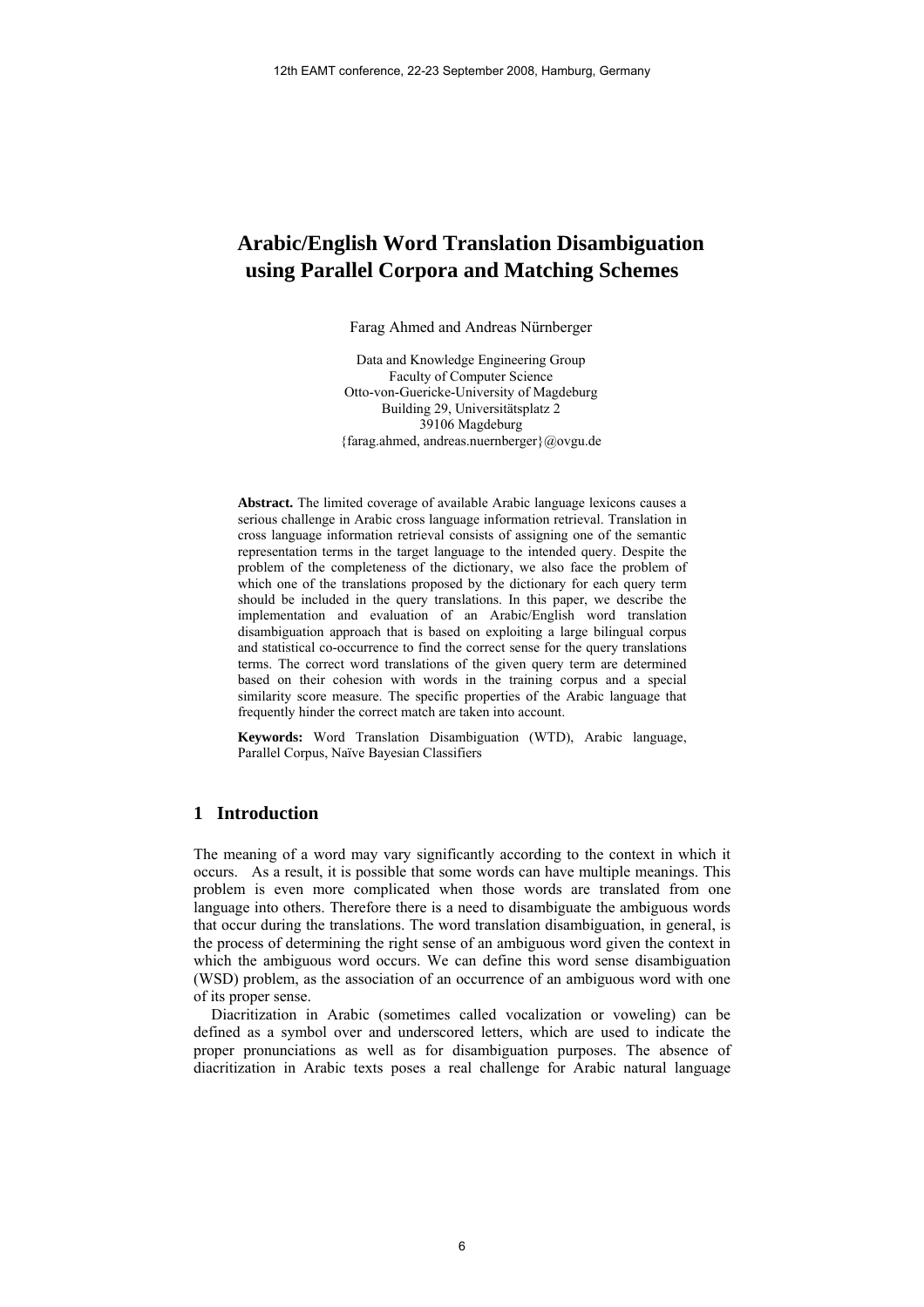# Arabic/English Word Translation Disambiguation using Parallel Corpora and Matching Schemes

Farag Ahmed and Andreas Nürnberger

Data and Knowledge Engineering Group
Faculty of Computer Science
Otto-von-Guericke-University of Magdeburg
Building 29, Universitätsplatz 2
39106 Magdeburg
{farag.ahmed, andreas.nuernberger}@ovgu.de

**Abstract.** The limited coverage of available Arabic language lexicons causes a serious challenge in Arabic cross language information retrieval. Translation in cross language information retrieval consists of assigning one of the semantic representation terms in the target language to the intended query. Despite the problem of the completeness of the dictionary, we also face the problem of which one of the translations proposed by the dictionary for each query term should be included in the query translations. In this paper, we describe the implementation and evaluation of an Arabic/English word translation disambiguation approach that is based on exploiting a large bilingual corpus and statistical co-occurrence to find the correct sense for the query translations terms. The correct word translations of the given query term are determined based on their cohesion with words in the training corpus and a special similarity score measure. The specific properties of the Arabic language that frequently hinder the correct match are taken into account.

**Keywords:** Word Translation Disambiguation (WTD), Arabic language, Parallel Corpus, Naïve Bayesian Classifiers

## 1 Introduction

The meaning of a word may vary significantly according to the context in which it occurs. As a result, it is possible that some words can have multiple meanings. This problem is even more complicated when those words are translated from one language into others. Therefore there is a need to disambiguate the ambiguous words that occur during the translations. The word translation disambiguation, in general, is the process of determining the right sense of an ambiguous word given the context in which the ambiguous word occurs. We can define this word sense disambiguation (WSD) problem, as the association of an occurrence of an ambiguous word with one of its proper sense.

Diacritization in Arabic (sometimes called vocalization or voweling) can be defined as a symbol over and underscored letters, which are used to indicate the proper pronunciations as well as for disambiguation purposes. The absence of diacritization in Arabic texts poses a real challenge for Arabic natural language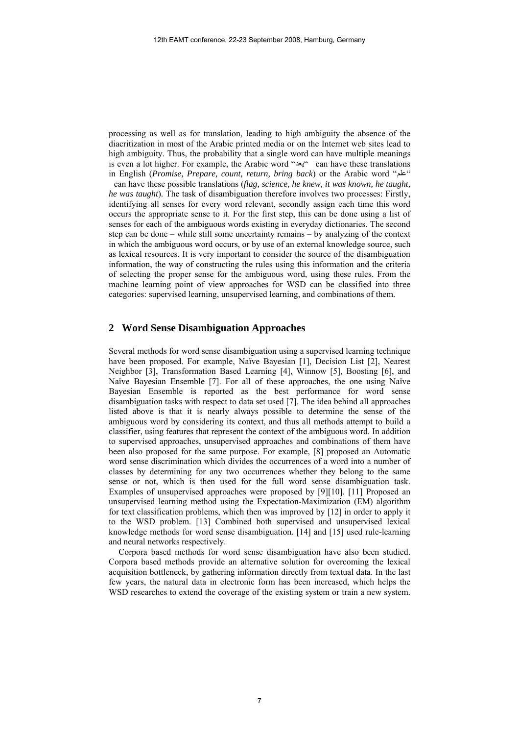processing as well as for translation, leading to high ambiguity the absence of the diacritization in most of the Arabic printed media or on the Internet web sites lead to high ambiguity. Thus, the probability that a single word can have multiple meanings is even a lot higher. For example, the Arabic word "يعد" can have these translations in English (*Promise, Prepare, count, return, bring back*) or the Arabic word "علم" can have these possible translations (*flag, science, he knew, it was known, he taught, he was taught*). The task of disambiguation therefore involves two processes: Firstly, identifying all senses for every word relevant, secondly assign each time this word occurs the appropriate sense to it. For the first step, this can be done using a list of senses for each of the ambiguous words existing in everyday dictionaries. The second step can be done – while still some uncertainty remains – by analyzing of the context in which the ambiguous word occurs, or by use of an external knowledge source, such as lexical resources. It is very important to consider the source of the disambiguation information, the way of constructing the rules using this information and the criteria of selecting the proper sense for the ambiguous word, using these rules. From the machine learning point of view approaches for WSD can be classified into three categories: supervised learning, unsupervised learning, and combinations of them.

## 2 Word Sense Disambiguation Approaches

Several methods for word sense disambiguation using a supervised learning technique have been proposed. For example, Naïve Bayesian [1], Decision List [2], Nearest Neighbor [3], Transformation Based Learning [4], Winnow [5], Boosting [6], and Naïve Bayesian Ensemble [7]. For all of these approaches, the one using Naïve Bayesian Ensemble is reported as the best performance for word sense disambiguation tasks with respect to data set used [7]. The idea behind all approaches listed above is that it is nearly always possible to determine the sense of the ambiguous word by considering its context, and thus all methods attempt to build a classifier, using features that represent the context of the ambiguous word. In addition to supervised approaches, unsupervised approaches and combinations of them have been also proposed for the same purpose. For example, [8] proposed an Automatic word sense discrimination which divides the occurrences of a word into a number of classes by determining for any two occurrences whether they belong to the same sense or not, which is then used for the full word sense disambiguation task. Examples of unsupervised approaches were proposed by [9][10]. [11] Proposed an unsupervised learning method using the Expectation-Maximization (EM) algorithm for text classification problems, which then was improved by [12] in order to apply it to the WSD problem. [13] Combined both supervised and unsupervised lexical knowledge methods for word sense disambiguation. [14] and [15] used rule-learning and neural networks respectively.

Corpora based methods for word sense disambiguation have also been studied. Corpora based methods provide an alternative solution for overcoming the lexical acquisition bottleneck, by gathering information directly from textual data. In the last few years, the natural data in electronic form has been increased, which helps the WSD researches to extend the coverage of the existing system or train a new system.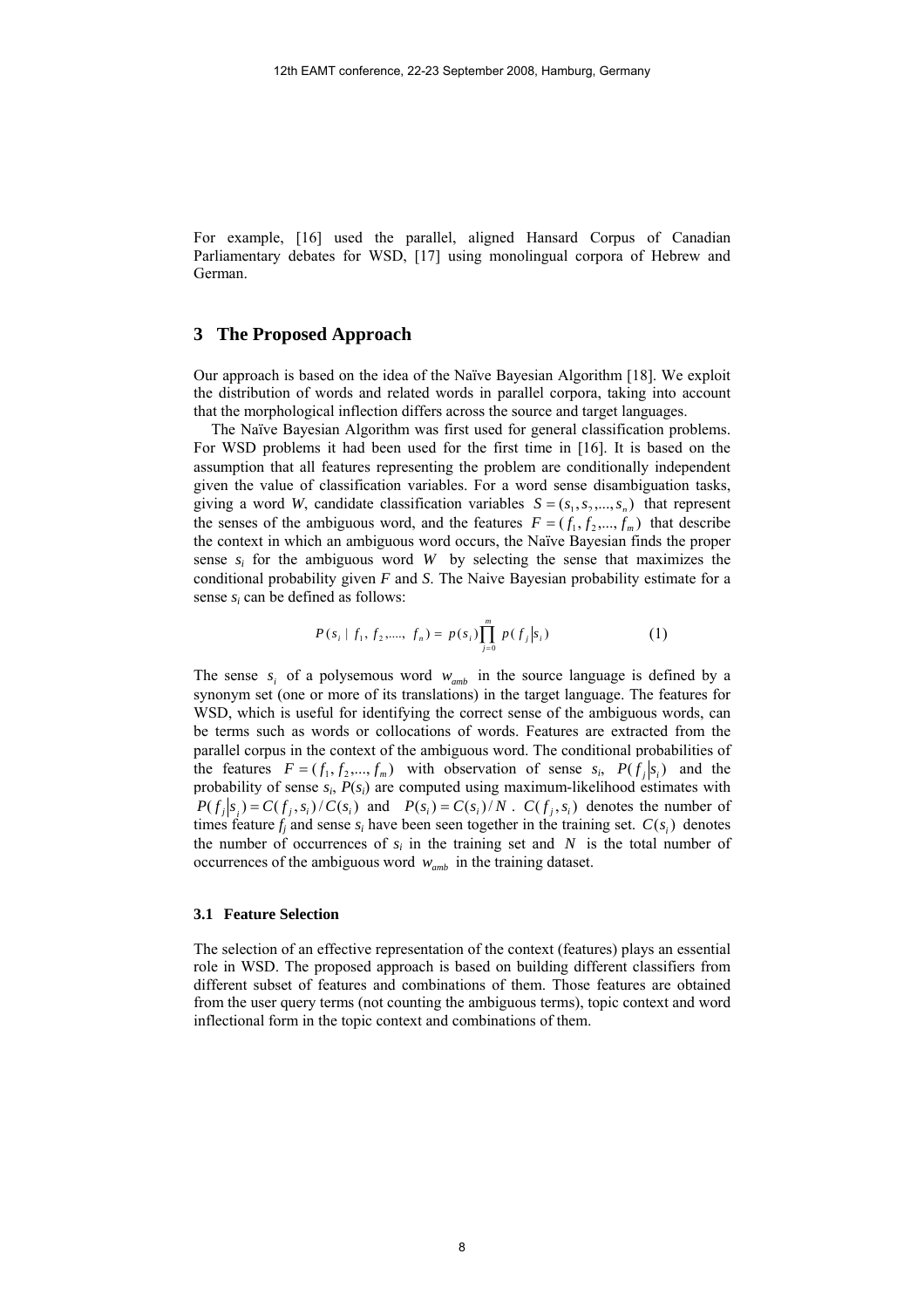For example, [16] used the parallel, aligned Hansard Corpus of Canadian Parliamentary debates for WSD, [17] using monolingual corpora of Hebrew and German.

## 3 The Proposed Approach

Our approach is based on the idea of the Naïve Bayesian Algorithm [18]. We exploit the distribution of words and related words in parallel corpora, taking into account that the morphological inflection differs across the source and target languages.

The Naïve Bayesian Algorithm was first used for general classification problems. For WSD problems it had been used for the first time in [16]. It is based on the assumption that all features representing the problem are conditionally independent given the value of classification variables. For a word sense disambiguation tasks, giving a word *W*, candidate classification variables $S = (s_1, s_2, ..., s_n)$ that represent the senses of the ambiguous word, and the features $F = (f_1, f_2, ..., f_m)$ that describe the context in which an ambiguous word occurs, the Naïve Bayesian finds the proper sense $s_i$ for the ambiguous word $W$ by selecting the sense that maximizes the conditional probability given *F* and *S*. The Naive Bayesian probability estimate for a sense $s_i$ can be defined as follows:

$$P(s_i \mid f_1, f_2, ...., f_n) = p(s_i) \prod_{j=0}^{m} p(f_j | s_i) \qquad (1)$$

The sense $s_i$ of a polysemous word $w_{amb}$ in the source language is defined by a synonym set (one or more of its translations) in the target language. The features for WSD, which is useful for identifying the correct sense of the ambiguous words, can be terms such as words or collocations of words. Features are extracted from the parallel corpus in the context of the ambiguous word. The conditional probabilities of the features $F = (f_1, f_2, ..., f_m)$ with observation of sense $s_i$, $P(f_j | s_i)$ and the probability of sense $s_i$, $P(s_i)$ are computed using maximum-likelihood estimates with $P(f_j | s_i) = C(f_j, s_i) / C(s_i)$ and $P(s_i) = C(s_i) / N$. $C(f_j, s_i)$ denotes the number of times feature $f_j$ and sense $s_i$ have been seen together in the training set. $C(s_i)$ denotes the number of occurrences of $s_i$ in the training set and $N$ is the total number of occurrences of the ambiguous word $w_{amb}$ in the training dataset.

### 3.1 Feature Selection

The selection of an effective representation of the context (features) plays an essential role in WSD. The proposed approach is based on building different classifiers from different subset of features and combinations of them. Those features are obtained from the user query terms (not counting the ambiguous terms), topic context and word inflectional form in the topic context and combinations of them.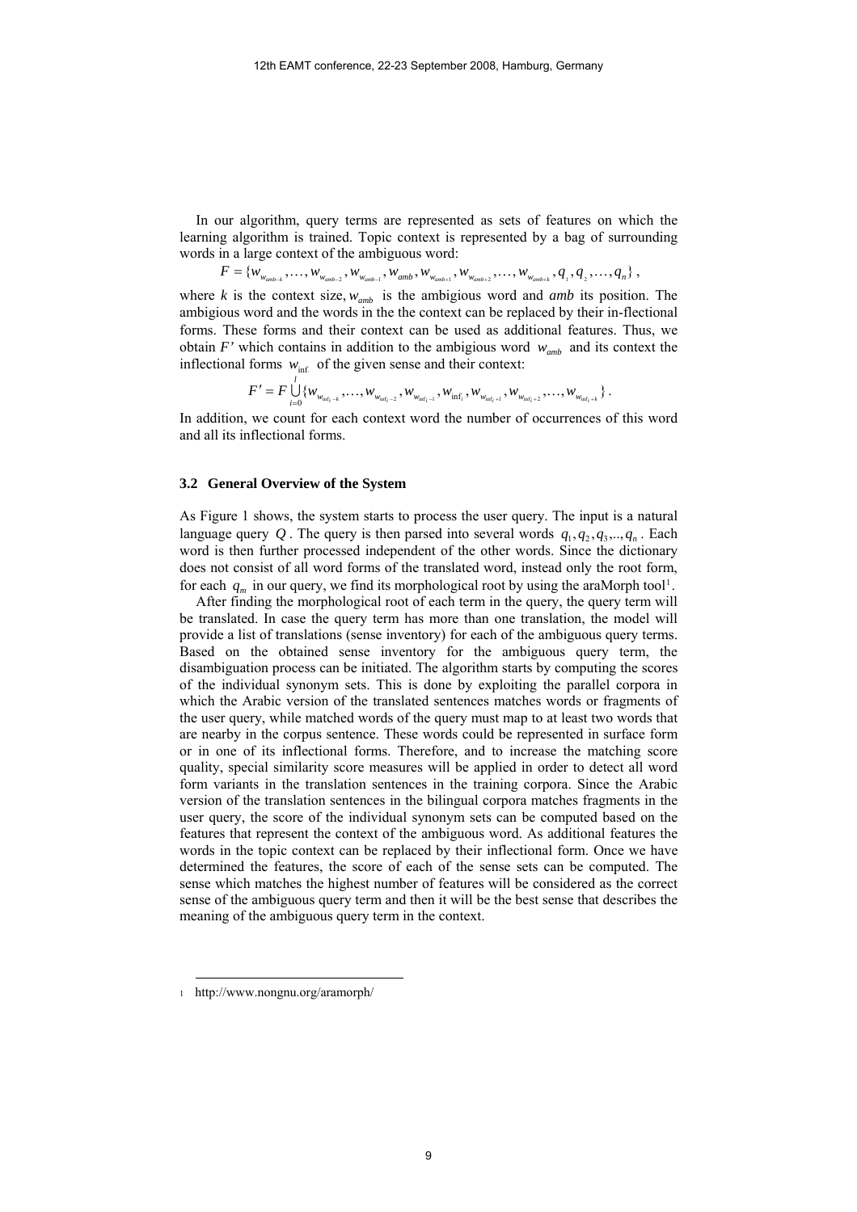In our algorithm, query terms are represented as sets of features on which the learning algorithm is trained. Topic context is represented by a bag of surrounding words in a large context of the ambiguous word:

$$F = \{w_{w_{amb-k}}, \ldots, w_{w_{amb-2}}, w_{w_{amb-1}}, w_{amb}, w_{w_{amb+1}}, w_{w_{amb+2}}, \ldots, w_{w_{amb+k}}, q_1, q_2, \ldots, q_n\},$$

where $k$ is the context size, $w_{amb}$ is the ambigious word and *amb* its position. The ambigious word and the words in the the context can be replaced by their in-flectional forms. These forms and their context can be used as additional features. Thus, we obtain *F'* which contains in addition to the ambigious word $w_{amb}$ and its context the inflectional forms $w_{\inf_i}$ of the given sense and their context:

$$F' = F \bigcup_{i=0}^{l} \{w_{w_{\inf_i-k}}, \ldots, w_{w_{\inf_i-2}}, w_{w_{\inf_i-1}}, w_{\inf_i}, w_{w_{\inf_i+1}}, w_{w_{\inf_i+2}}, \ldots, w_{w_{\inf_i+k}}\}.$$

In addition, we count for each context word the number of occurrences of this word and all its inflectional forms.

### 3.2 General Overview of the System

As Figure 1 shows, the system starts to process the user query. The input is a natural language query $Q$. The query is then parsed into several words $q_1, q_2, q_3, .., q_n$. Each word is then further processed independent of the other words. Since the dictionary does not consist of all word forms of the translated word, instead only the root form, for each $q_m$ in our query, we find its morphological root by using the araMorph tool[1].

After finding the morphological root of each term in the query, the query term will be translated. In case the query term has more than one translation, the model will provide a list of translations (sense inventory) for each of the ambiguous query terms. Based on the obtained sense inventory for the ambiguous query term, the disambiguation process can be initiated. The algorithm starts by computing the scores of the individual synonym sets. This is done by exploiting the parallel corpora in which the Arabic version of the translated sentences matches words or fragments of the user query, while matched words of the query must map to at least two words that are nearby in the corpus sentence. These words could be represented in surface form or in one of its inflectional forms. Therefore, and to increase the matching score quality, special similarity score measures will be applied in order to detect all word form variants in the translation sentences in the training corpora. Since the Arabic version of the translation sentences in the bilingual corpora matches fragments in the user query, the score of the individual synonym sets can be computed based on the features that represent the context of the ambiguous word. As additional features the words in the topic context can be replaced by their inflectional form. Once we have determined the features, the score of each of the sense sets can be computed. The sense which matches the highest number of features will be considered as the correct sense of the ambiguous query term and then it will be the best sense that describes the meaning of the ambiguous query term in the context.

---

[1] http://www.nongnu.org/aramorph/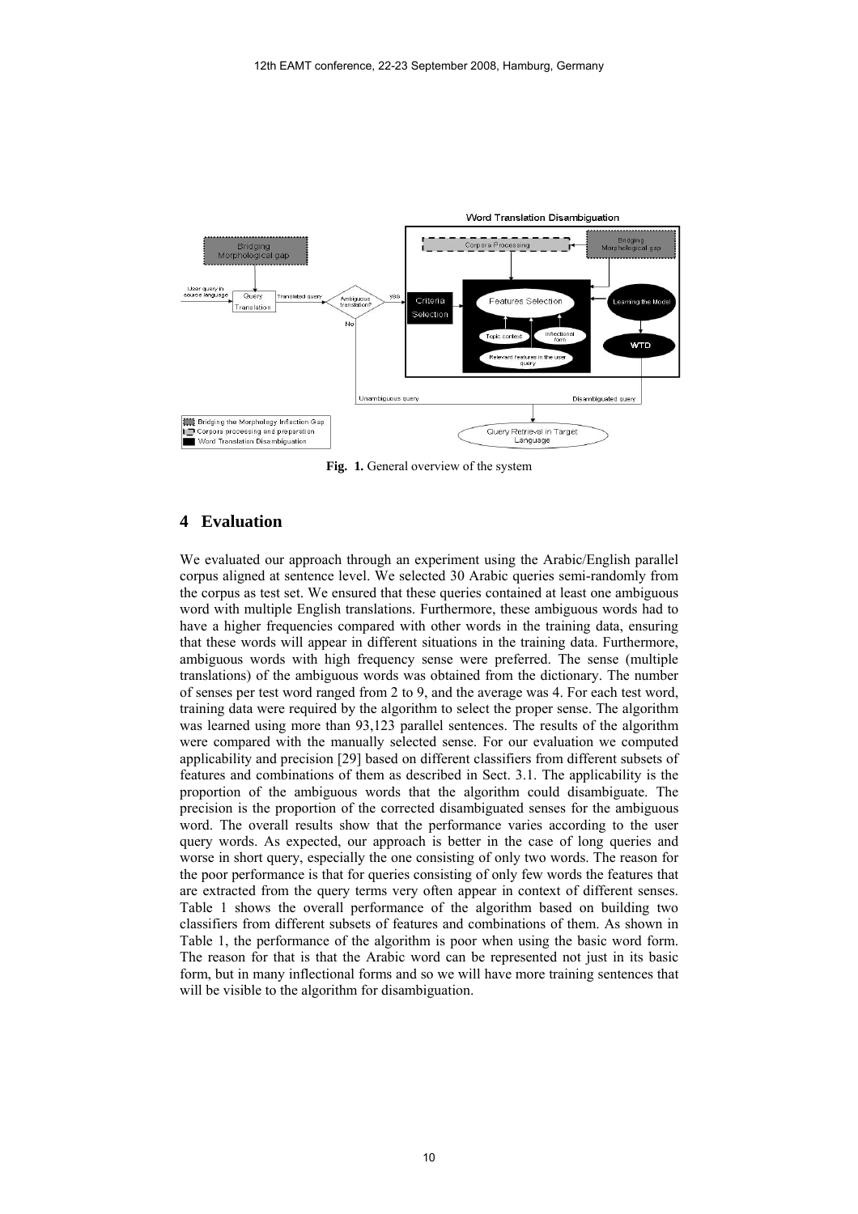Fig. 1. General overview of the system

## 4 Evaluation

We evaluated our approach through an experiment using the Arabic/English parallel corpus aligned at sentence level. We selected 30 Arabic queries semi-randomly from the corpus as test set. We ensured that these queries contained at least one ambiguous word with multiple English translations. Furthermore, these ambiguous words had to have a higher frequencies compared with other words in the training data, ensuring that these words will appear in different situations in the training data. Furthermore, ambiguous words with high frequency sense were preferred. The sense (multiple translations) of the ambiguous words was obtained from the dictionary. The number of senses per test word ranged from 2 to 9, and the average was 4. For each test word, training data were required by the algorithm to select the proper sense. The algorithm was learned using more than 93,123 parallel sentences. The results of the algorithm were compared with the manually selected sense. For our evaluation we computed applicability and precision [29] based on different classifiers from different subsets of features and combinations of them as described in Sect. 3.1. The applicability is the proportion of the ambiguous words that the algorithm could disambiguate. The precision is the proportion of the corrected disambiguated senses for the ambiguous word. The overall results show that the performance varies according to the user query words. As expected, our approach is better in the case of long queries and worse in short query, especially the one consisting of only two words. The reason for the poor performance is that for queries consisting of only few words the features that are extracted from the query terms very often appear in context of different senses. Table 1 shows the overall performance of the algorithm based on building two classifiers from different subsets of features and combinations of them. As shown in Table 1, the performance of the algorithm is poor when using the basic word form. The reason for that is that the Arabic word can be represented not just in its basic form, but in many inflectional forms and so we will have more training sentences that will be visible to the algorithm for disambiguation.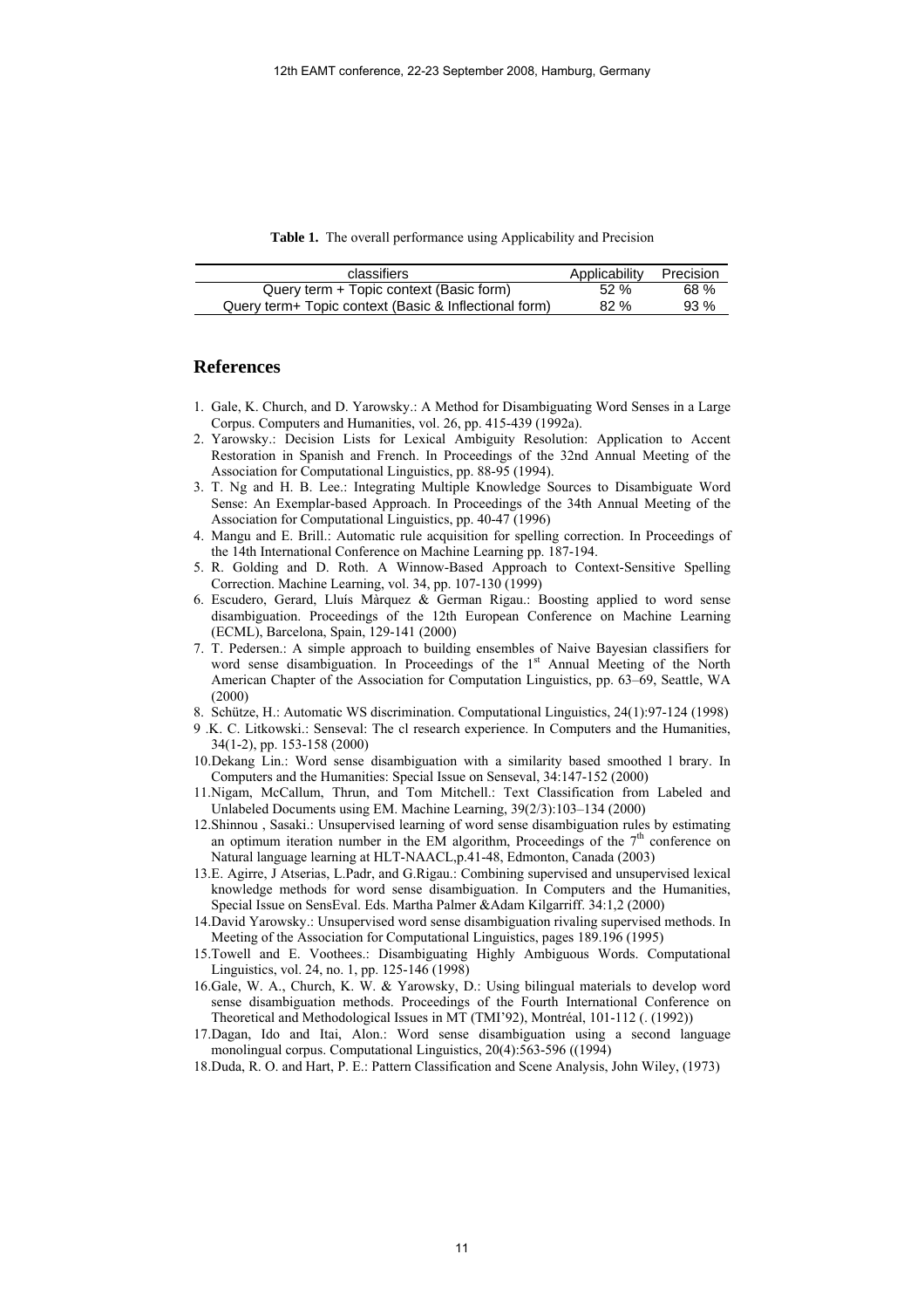**Table 1.** The overall performance using Applicability and Precision

| classifiers | Applicability | Precision |
|---|---|---|
| Query term + Topic context (Basic form) | 52 % | 68 % |
| Query term+ Topic context (Basic & Inflectional form) | 82 % | 93 % |

## References

1. Gale, K. Church, and D. Yarowsky.: A Method for Disambiguating Word Senses in a Large Corpus. Computers and Humanities, vol. 26, pp. 415-439 (1992a).
2. Yarowsky.: Decision Lists for Lexical Ambiguity Resolution: Application to Accent Restoration in Spanish and French. In Proceedings of the 32nd Annual Meeting of the Association for Computational Linguistics, pp. 88-95 (1994).
3. T. Ng and H. B. Lee.: Integrating Multiple Knowledge Sources to Disambiguate Word Sense: An Exemplar-based Approach. In Proceedings of the 34th Annual Meeting of the Association for Computational Linguistics, pp. 40-47 (1996)
4. Mangu and E. Brill.: Automatic rule acquisition for spelling correction. In Proceedings of the 14th International Conference on Machine Learning pp. 187-194.
5. R. Golding and D. Roth. A Winnow-Based Approach to Context-Sensitive Spelling Correction. Machine Learning, vol. 34, pp. 107-130 (1999)
6. Escudero, Gerard, Lluís Màrquez & German Rigau.: Boosting applied to word sense disambiguation. Proceedings of the 12th European Conference on Machine Learning (ECML), Barcelona, Spain, 129-141 (2000)
7. T. Pedersen.: A simple approach to building ensembles of Naive Bayesian classifiers for word sense disambiguation. In Proceedings of the 1st Annual Meeting of the North American Chapter of the Association for Computation Linguistics, pp. 63–69, Seattle, WA (2000)
8. Schütze, H.: Automatic WS discrimination. Computational Linguistics, 24(1):97-124 (1998)
9. K. C. Litkowski.: Senseval: The cl research experience. In Computers and the Humanities, 34(1-2), pp. 153-158 (2000)
10. Dekang Lin.: Word sense disambiguation with a similarity based smoothed l brary. In Computers and the Humanities: Special Issue on Senseval, 34:147-152 (2000)
11. Nigam, McCallum, Thrun, and Tom Mitchell.: Text Classification from Labeled and Unlabeled Documents using EM. Machine Learning, 39(2/3):103–134 (2000)
12. Shinnou , Sasaki.: Unsupervised learning of word sense disambiguation rules by estimating an optimum iteration number in the EM algorithm, Proceedings of the 7th conference on Natural language learning at HLT-NAACL,p.41-48, Edmonton, Canada (2003)
13. E. Agirre, J Atserias, L.Padr, and G.Rigau.: Combining supervised and unsupervised lexical knowledge methods for word sense disambiguation. In Computers and the Humanities, Special Issue on SensEval. Eds. Martha Palmer &Adam Kilgarriff. 34:1,2 (2000)
14. David Yarowsky.: Unsupervised word sense disambiguation rivaling supervised methods. In Meeting of the Association for Computational Linguistics, pages 189.196 (1995)
15. Towell and E. Voothees.: Disambiguating Highly Ambiguous Words. Computational Linguistics, vol. 24, no. 1, pp. 125-146 (1998)
16. Gale, W. A., Church, K. W. & Yarowsky, D.: Using bilingual materials to develop word sense disambiguation methods. Proceedings of the Fourth International Conference on Theoretical and Methodological Issues in MT (TMI'92), Montréal, 101-112 (. (1992))
17. Dagan, Ido and Itai, Alon.: Word sense disambiguation using a second language monolingual corpus. Computational Linguistics, 20(4):563-596 ((1994)
18. Duda, R. O. and Hart, P. E.: Pattern Classification and Scene Analysis, John Wiley, (1973)